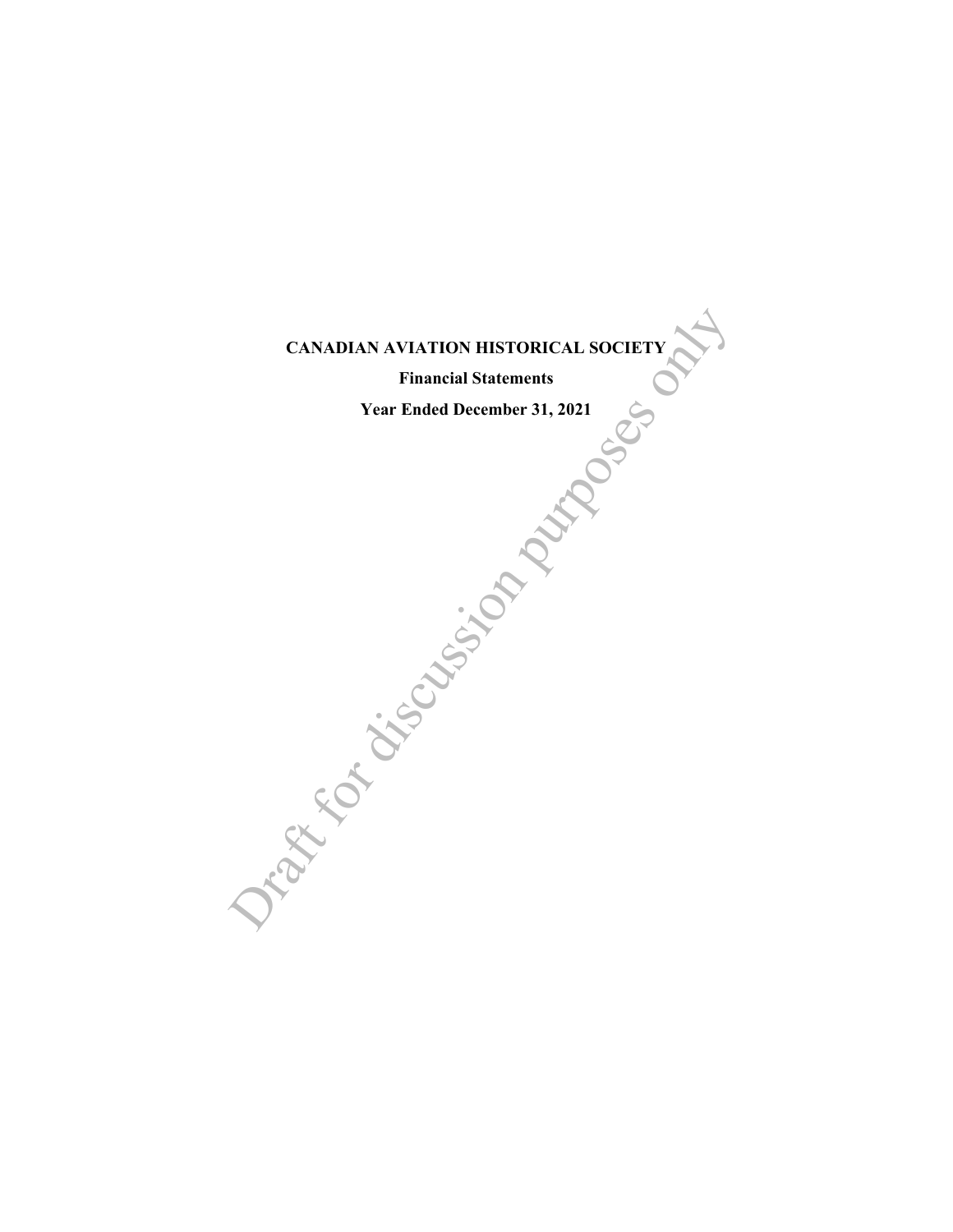# CANADIAN AVIATION HISTORICAL SOCIETY

## Financial Statements

## Year Ended December 31, 2021

Draft for discussion purposes only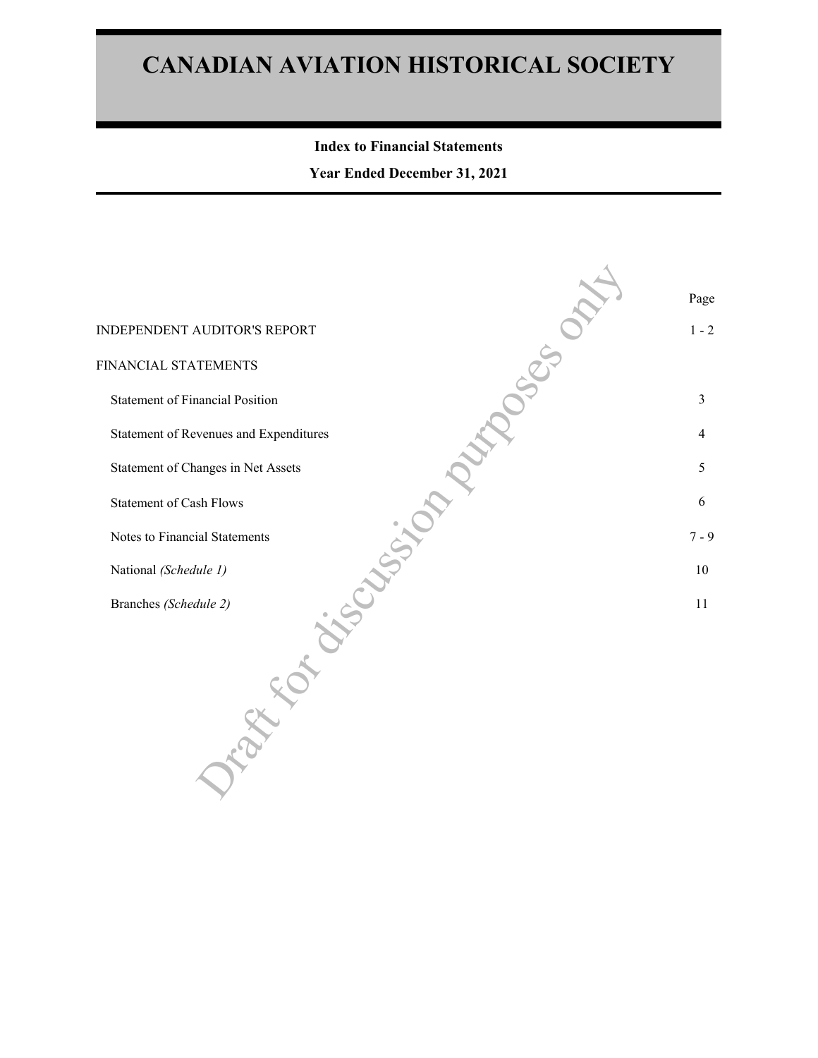# CANADIAN AVIATION HISTORICAL SOCIETY

**Index to Financial Statements**

**Year Ended December 31, 2021**

| | Page |
|---|---|
| INDEPENDENT AUDITOR'S REPORT | 1 - 2 |
| FINANCIAL STATEMENTS | |
| Statement of Financial Position | 3 |
| Statement of Revenues and Expenditures | 4 |
| Statement of Changes in Net Assets | 5 |
| Statement of Cash Flows | 6 |
| Notes to Financial Statements | 7 - 9 |
| National *(Schedule 1)* | 10 |
| Branches *(Schedule 2)* | 11 |

Draft for discussion purposes only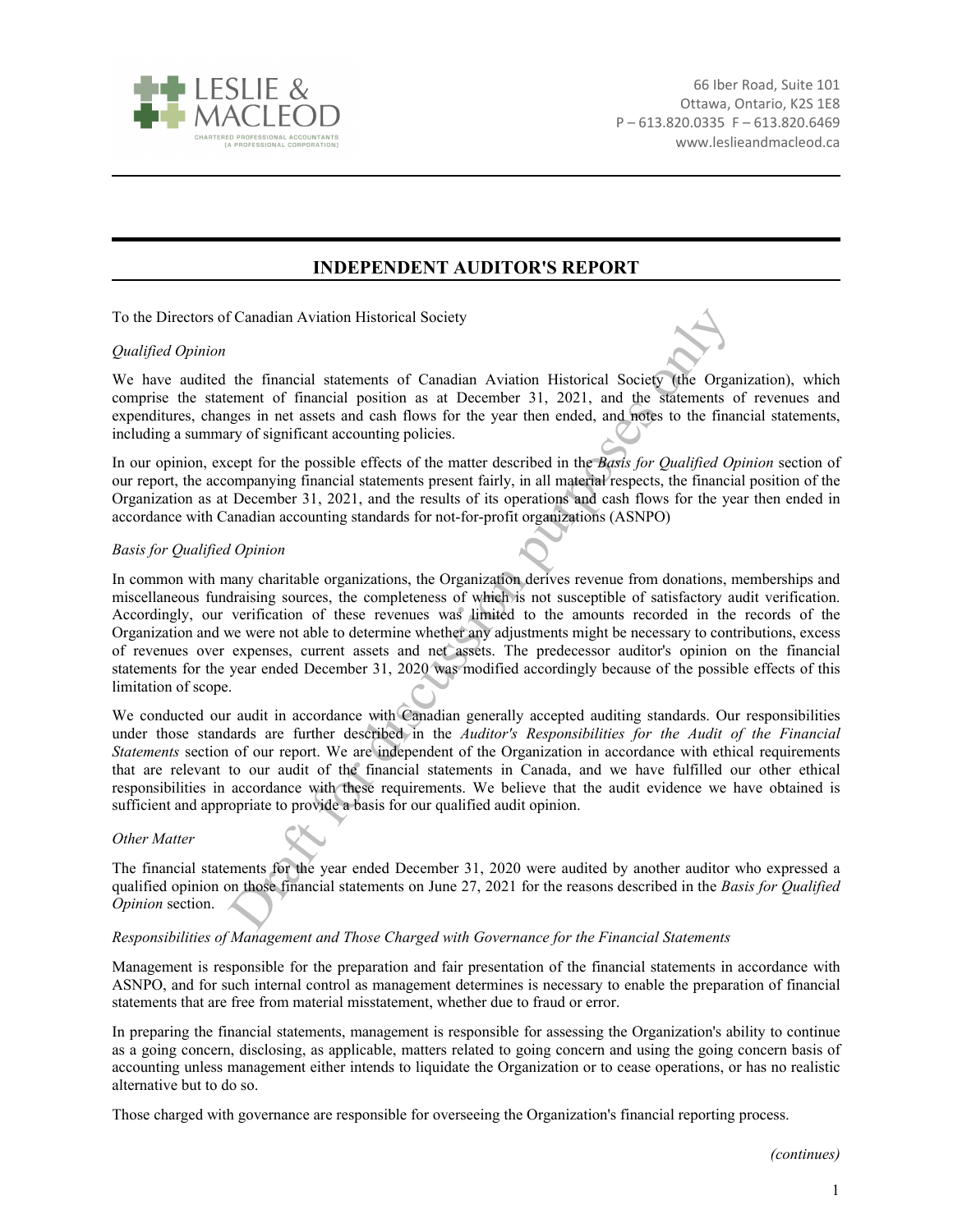Leslie & MacLeod
Chartered Professional Accountants
(A Professional Corporation)

66 Iber Road, Suite 101
Ottawa, Ontario, K2S 1E8
P – 613.820.0335 F – 613.820.6469
www.leslieandmacleod.ca

# INDEPENDENT AUDITOR'S REPORT

To the Directors of Canadian Aviation Historical Society

*Qualified Opinion*

We have audited the financial statements of Canadian Aviation Historical Society (the Organization), which comprise the statement of financial position as at December 31, 2021, and the statements of revenues and expenditures, changes in net assets and cash flows for the year then ended, and notes to the financial statements, including a summary of significant accounting policies.

In our opinion, except for the possible effects of the matter described in the *Basis for Qualified Opinion* section of our report, the accompanying financial statements present fairly, in all material respects, the financial position of the Organization as at December 31, 2021, and the results of its operations and cash flows for the year then ended in accordance with Canadian accounting standards for not-for-profit organizations (ASNPO)

*Basis for Qualified Opinion*

In common with many charitable organizations, the Organization derives revenue from donations, memberships and miscellaneous fundraising sources, the completeness of which is not susceptible of satisfactory audit verification. Accordingly, our verification of these revenues was limited to the amounts recorded in the records of the Organization and we were not able to determine whether any adjustments might be necessary to contributions, excess of revenues over expenses, current assets and net assets. The predecessor auditor's opinion on the financial statements for the year ended December 31, 2020 was modified accordingly because of the possible effects of this limitation of scope.

We conducted our audit in accordance with Canadian generally accepted auditing standards. Our responsibilities under those standards are further described in the *Auditor's Responsibilities for the Audit of the Financial Statements* section of our report. We are independent of the Organization in accordance with ethical requirements that are relevant to our audit of the financial statements in Canada, and we have fulfilled our other ethical responsibilities in accordance with these requirements. We believe that the audit evidence we have obtained is sufficient and appropriate to provide a basis for our qualified audit opinion.

*Other Matter*

The financial statements for the year ended December 31, 2020 were audited by another auditor who expressed a qualified opinion on those financial statements on June 27, 2021 for the reasons described in the *Basis for Qualified Opinion* section.

*Responsibilities of Management and Those Charged with Governance for the Financial Statements*

Management is responsible for the preparation and fair presentation of the financial statements in accordance with ASNPO, and for such internal control as management determines is necessary to enable the preparation of financial statements that are free from material misstatement, whether due to fraud or error.

In preparing the financial statements, management is responsible for assessing the Organization's ability to continue as a going concern, disclosing, as applicable, matters related to going concern and using the going concern basis of accounting unless management either intends to liquidate the Organization or to cease operations, or has no realistic alternative but to do so.

Those charged with governance are responsible for overseeing the Organization's financial reporting process.

*(continues)*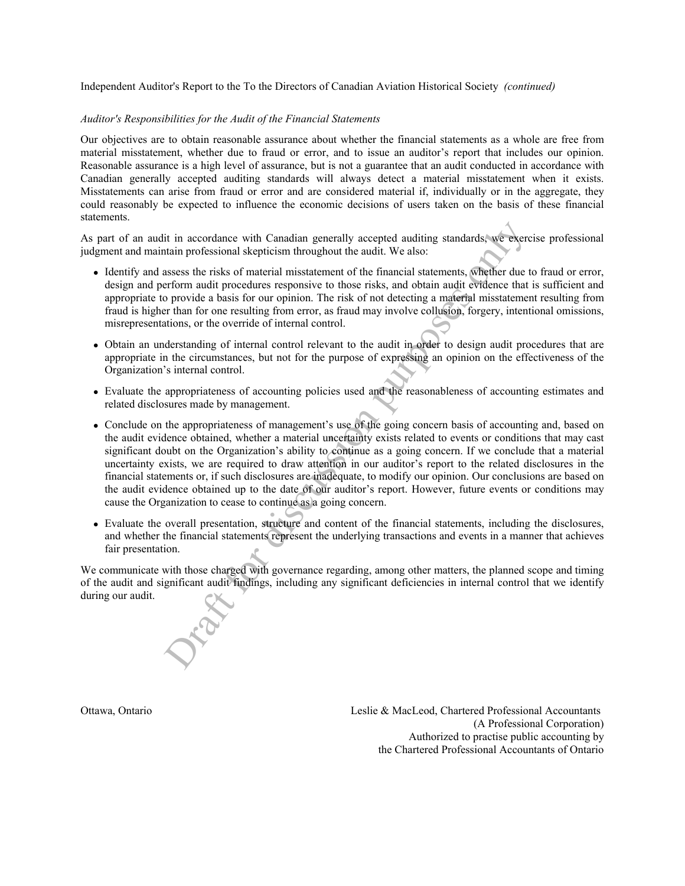Independent Auditor's Report to the To the Directors of Canadian Aviation Historical Society *(continued)*

*Auditor's Responsibilities for the Audit of the Financial Statements*

Our objectives are to obtain reasonable assurance about whether the financial statements as a whole are free from material misstatement, whether due to fraud or error, and to issue an auditor's report that includes our opinion. Reasonable assurance is a high level of assurance, but is not a guarantee that an audit conducted in accordance with Canadian generally accepted auditing standards will always detect a material misstatement when it exists. Misstatements can arise from fraud or error and are considered material if, individually or in the aggregate, they could reasonably be expected to influence the economic decisions of users taken on the basis of these financial statements.

As part of an audit in accordance with Canadian generally accepted auditing standards, we exercise professional judgment and maintain professional skepticism throughout the audit. We also:

- Identify and assess the risks of material misstatement of the financial statements, whether due to fraud or error, design and perform audit procedures responsive to those risks, and obtain audit evidence that is sufficient and appropriate to provide a basis for our opinion. The risk of not detecting a material misstatement resulting from fraud is higher than for one resulting from error, as fraud may involve collusion, forgery, intentional omissions, misrepresentations, or the override of internal control.

- Obtain an understanding of internal control relevant to the audit in order to design audit procedures that are appropriate in the circumstances, but not for the purpose of expressing an opinion on the effectiveness of the Organization's internal control.

- Evaluate the appropriateness of accounting policies used and the reasonableness of accounting estimates and related disclosures made by management.

- Conclude on the appropriateness of management's use of the going concern basis of accounting and, based on the audit evidence obtained, whether a material uncertainty exists related to events or conditions that may cast significant doubt on the Organization's ability to continue as a going concern. If we conclude that a material uncertainty exists, we are required to draw attention in our auditor's report to the related disclosures in the financial statements or, if such disclosures are inadequate, to modify our opinion. Our conclusions are based on the audit evidence obtained up to the date of our auditor's report. However, future events or conditions may cause the Organization to cease to continue as a going concern.

- Evaluate the overall presentation, structure and content of the financial statements, including the disclosures, and whether the financial statements represent the underlying transactions and events in a manner that achieves fair presentation.

We communicate with those charged with governance regarding, among other matters, the planned scope and timing of the audit and significant audit findings, including any significant deficiencies in internal control that we identify during our audit.

Ottawa, Ontario

Leslie & MacLeod, Chartered Professional Accountants
(A Professional Corporation)
Authorized to practise public accounting by
the Chartered Professional Accountants of Ontario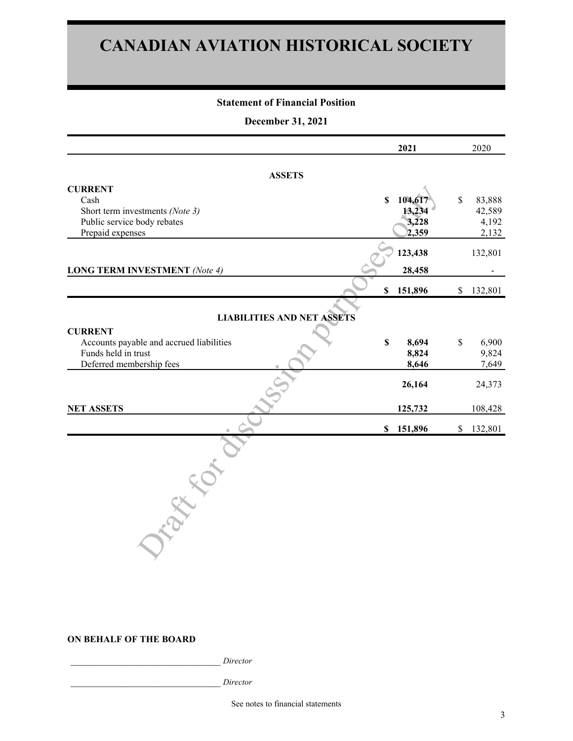# CANADIAN AVIATION HISTORICAL SOCIETY

## Statement of Financial Position

### December 31, 2021

| | 2021 | 2020 |
|---|---|---|
| **ASSETS** | | |
| **CURRENT** | | |
| Cash | $ 104,617 | $ 83,888 |
| Short term investments *(Note 3)* | 13,234 | 42,589 |
| Public service body rebates | 3,228 | 4,192 |
| Prepaid expenses | 2,359 | 2,132 |
| | 123,438 | 132,801 |
| **LONG TERM INVESTMENT** *(Note 4)* | 28,458 | - |
| | $ 151,896 | $ 132,801 |
| **LIABILITIES AND NET ASSETS** | | |
| **CURRENT** | | |
| Accounts payable and accrued liabilities | $ 8,694 | $ 6,900 |
| Funds held in trust | 8,824 | 9,824 |
| Deferred membership fees | 8,646 | 7,649 |
| | 26,164 | 24,373 |
| **NET ASSETS** | 125,732 | 108,428 |
| | $ 151,896 | $ 132,801 |

Draft for discussion purposes only

**ON BEHALF OF THE BOARD**

_________________________________ *Director*

_________________________________ *Director*

See notes to financial statements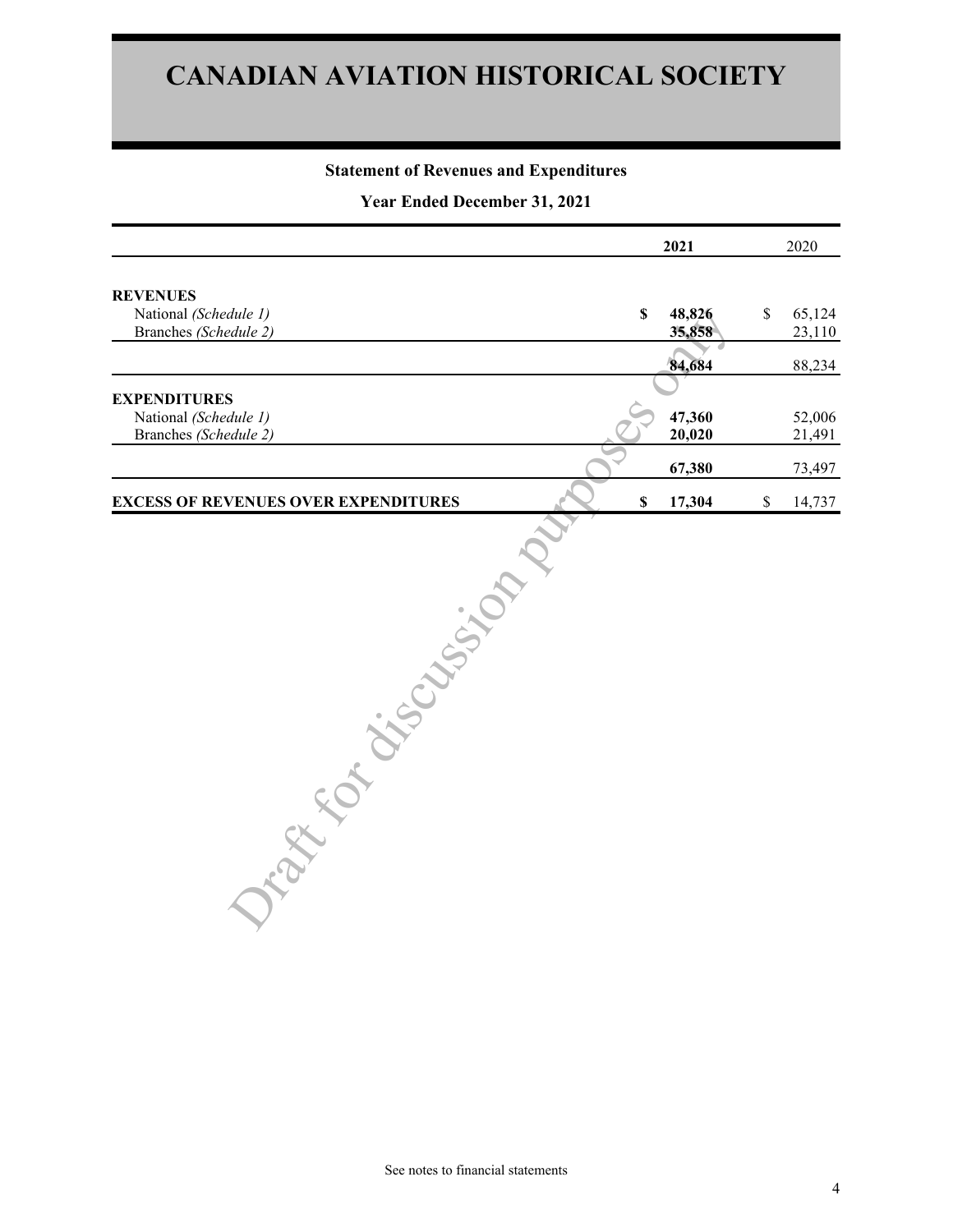# CANADIAN AVIATION HISTORICAL SOCIETY

### Statement of Revenues and Expenditures

### Year Ended December 31, 2021

| | 2021 | 2020 |
|---|---|---|
| **REVENUES** | | |
| National *(Schedule 1)* | **$ 48,826** | $ 65,124 |
| Branches *(Schedule 2)* | **35,858** | 23,110 |
| | **84,684** | 88,234 |
| **EXPENDITURES** | | |
| National *(Schedule 1)* | **47,360** | 52,006 |
| Branches *(Schedule 2)* | **20,020** | 21,491 |
| | **67,380** | 73,497 |
| **EXCESS OF REVENUES OVER EXPENDITURES** | **$ 17,304** | $ 14,737 |

Draft for discussion purposes only

See notes to financial statements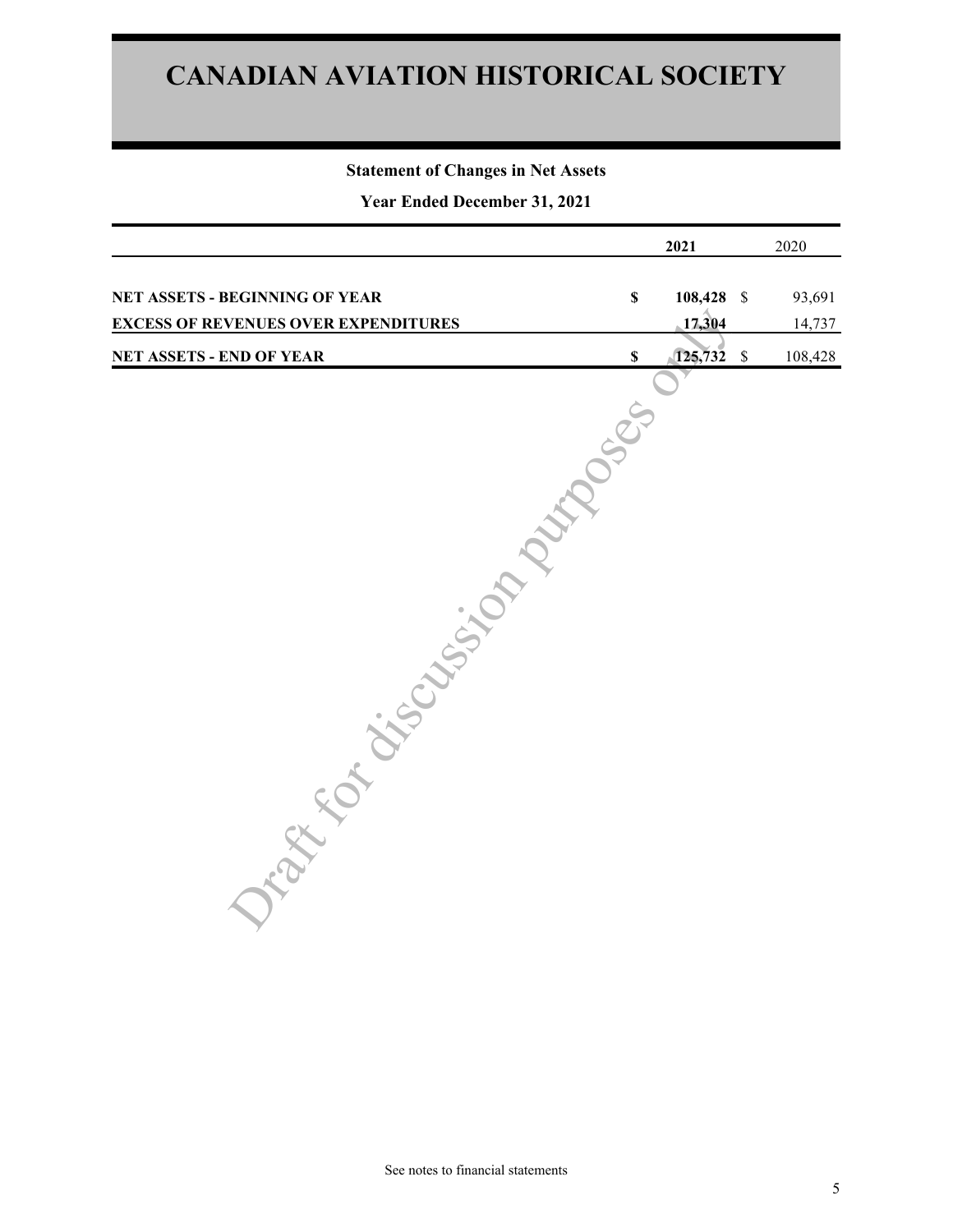# CANADIAN AVIATION HISTORICAL SOCIETY

## Statement of Changes in Net Assets

### Year Ended December 31, 2021

| | 2021 | 2020 |
|---|---|---|
| **NET ASSETS - BEGINNING OF YEAR** | **$ 108,428** | $ 93,691 |
| **EXCESS OF REVENUES OVER EXPENDITURES** | **17,304** | 14,737 |
| **NET ASSETS - END OF YEAR** | **$ 125,732** | $ 108,428 |

Draft for discussion purposes only

See notes to financial statements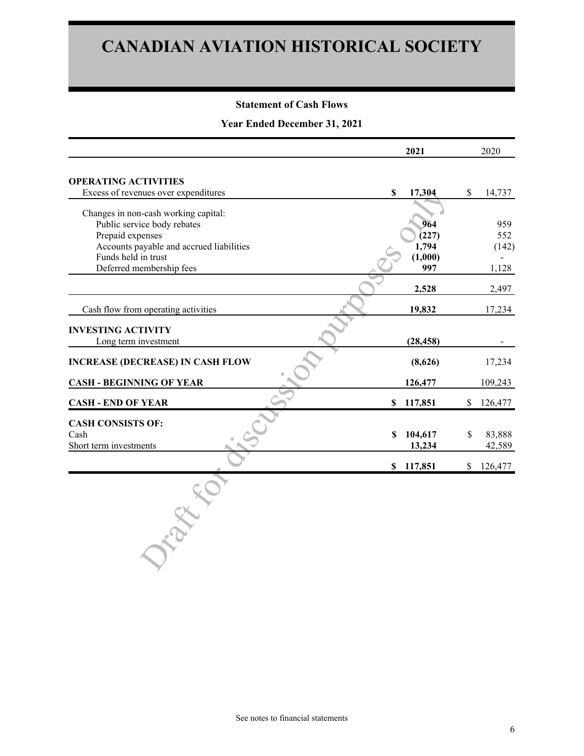# CANADIAN AVIATION HISTORICAL SOCIETY

## Statement of Cash Flows

### Year Ended December 31, 2021

| | 2021 | 2020 |
|---|---|---|
| **OPERATING ACTIVITIES** | | |
| Excess of revenues over expenditures | **$ 17,304** | $ 14,737 |
| Changes in non-cash working capital: | | |
| Public service body rebates | **964** | 959 |
| Prepaid expenses | **(227)** | 552 |
| Accounts payable and accrued liabilities | **1,794** | (142) |
| Funds held in trust | **(1,000)** | - |
| Deferred membership fees | **997** | 1,128 |
| | **2,528** | 2,497 |
| Cash flow from operating activities | **19,832** | 17,234 |
| **INVESTING ACTIVITY** | | |
| Long term investment | **(28,458)** | - |
| **INCREASE (DECREASE) IN CASH FLOW** | **(8,626)** | 17,234 |
| **CASH - BEGINNING OF YEAR** | **126,477** | 109,243 |
| **CASH - END OF YEAR** | **$ 117,851** | $ 126,477 |
| **CASH CONSISTS OF:** | | |
| Cash | **$ 104,617** | $ 83,888 |
| Short term investments | **13,234** | 42,589 |
| | **$ 117,851** | $ 126,477 |

Draft for discussion purposes only

See notes to financial statements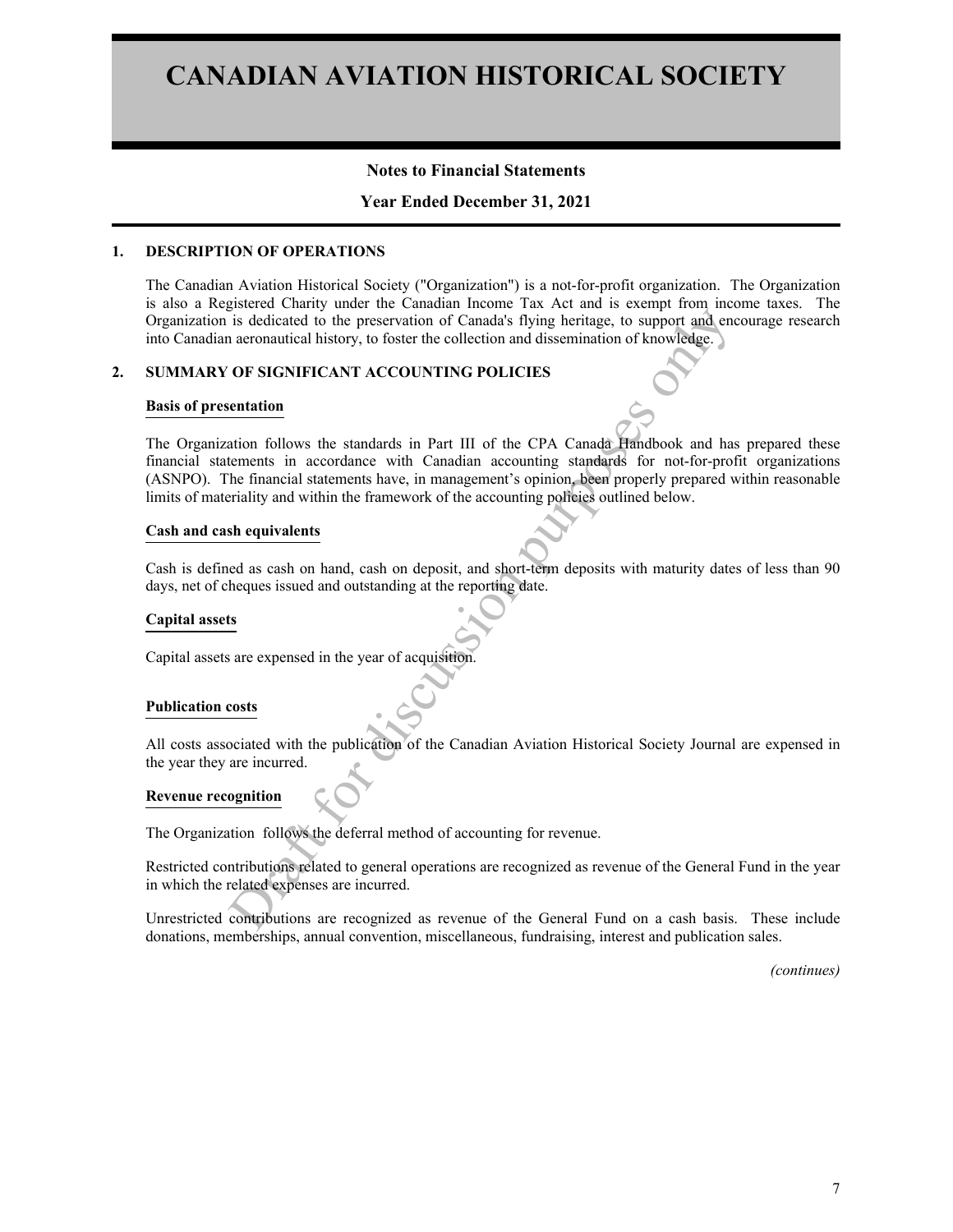# CANADIAN AVIATION HISTORICAL SOCIETY

**Notes to Financial Statements**

**Year Ended December 31, 2021**

## 1. DESCRIPTION OF OPERATIONS

The Canadian Aviation Historical Society ("Organization") is a not-for-profit organization. The Organization is also a Registered Charity under the Canadian Income Tax Act and is exempt from income taxes. The Organization is dedicated to the preservation of Canada's flying heritage, to support and encourage research into Canadian aeronautical history, to foster the collection and dissemination of knowledge.

## 2. SUMMARY OF SIGNIFICANT ACCOUNTING POLICIES

### Basis of presentation

The Organization follows the standards in Part III of the CPA Canada Handbook and has prepared these financial statements in accordance with Canadian accounting standards for not-for-profit organizations (ASNPO). The financial statements have, in management's opinion, been properly prepared within reasonable limits of materiality and within the framework of the accounting policies outlined below.

### Cash and cash equivalents

Cash is defined as cash on hand, cash on deposit, and short-term deposits with maturity dates of less than 90 days, net of cheques issued and outstanding at the reporting date.

### Capital assets

Capital assets are expensed in the year of acquisition.

### Publication costs

All costs associated with the publication of the Canadian Aviation Historical Society Journal are expensed in the year they are incurred.

### Revenue recognition

The Organization follows the deferral method of accounting for revenue.

Restricted contributions related to general operations are recognized as revenue of the General Fund in the year in which the related expenses are incurred.

Unrestricted contributions are recognized as revenue of the General Fund on a cash basis. These include donations, memberships, annual convention, miscellaneous, fundraising, interest and publication sales.

*(continues)*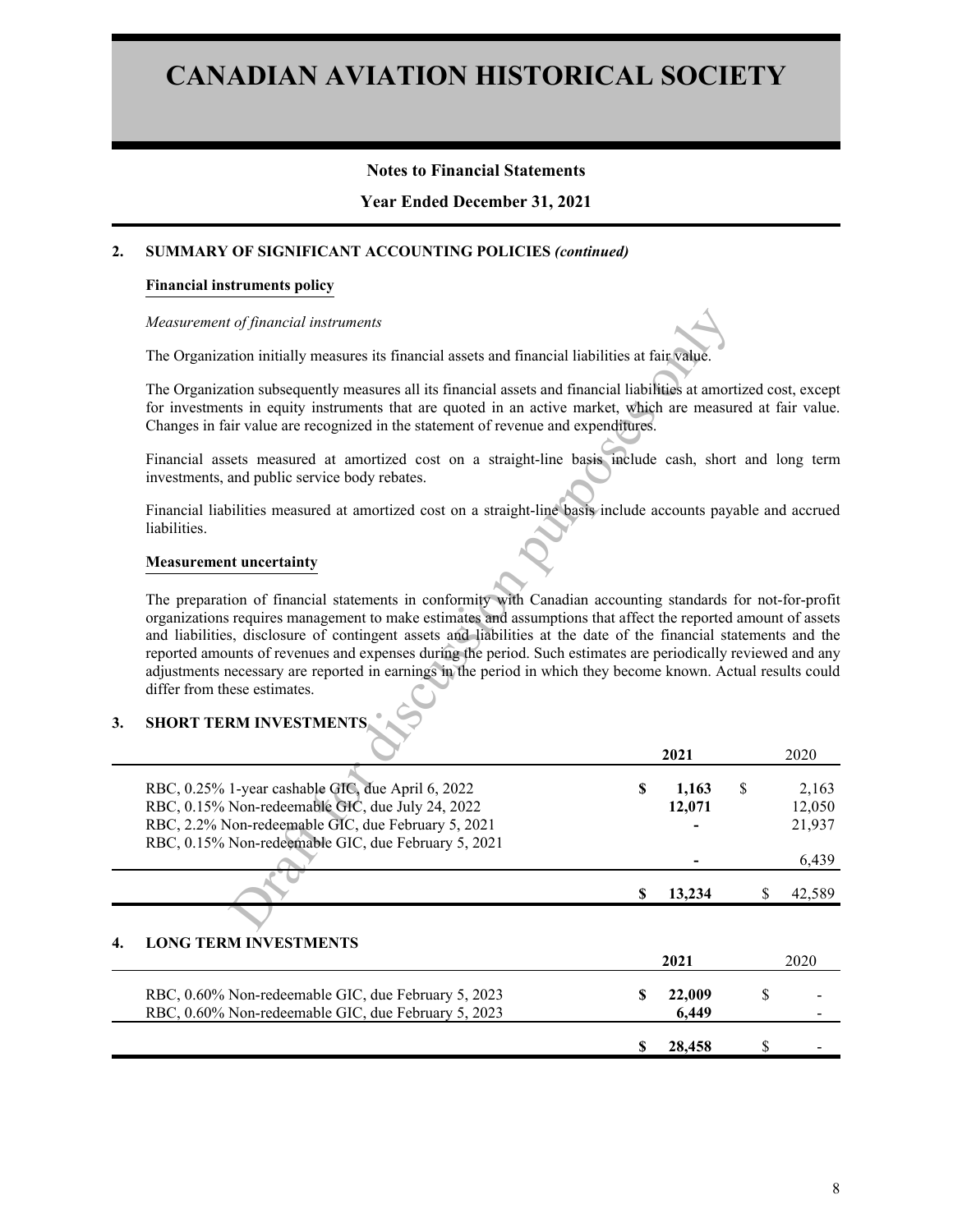# CANADIAN AVIATION HISTORICAL SOCIETY

**Notes to Financial Statements**

**Year Ended December 31, 2021**

## 2. SUMMARY OF SIGNIFICANT ACCOUNTING POLICIES *(continued)*

### Financial instruments policy

*Measurement of financial instruments*

The Organization initially measures its financial assets and financial liabilities at fair value.

The Organization subsequently measures all its financial assets and financial liabilities at amortized cost, except for investments in equity instruments that are quoted in an active market, which are measured at fair value. Changes in fair value are recognized in the statement of revenue and expenditures.

Financial assets measured at amortized cost on a straight-line basis include cash, short and long term investments, and public service body rebates.

Financial liabilities measured at amortized cost on a straight-line basis include accounts payable and accrued liabilities.

### Measurement uncertainty

The preparation of financial statements in conformity with Canadian accounting standards for not-for-profit organizations requires management to make estimates and assumptions that affect the reported amount of assets and liabilities, disclosure of contingent assets and liabilities at the date of the financial statements and the reported amounts of revenues and expenses during the period. Such estimates are periodically reviewed and any adjustments necessary are reported in earnings in the period in which they become known. Actual results could differ from these estimates.

## 3. SHORT TERM INVESTMENTS

| | **2021** | 2020 |
|---|---|---|
| RBC, 0.25% 1-year cashable GIC, due April 6, 2022 | **$ 1,163** | $ 2,163 |
| RBC, 0.15% Non-redeemable GIC, due July 24, 2022 | **12,071** | 12,050 |
| RBC, 2.2% Non-redeemable GIC, due February 5, 2021 | **-** | 21,937 |
| RBC, 0.15% Non-redeemable GIC, due February 5, 2021 | **-** | 6,439 |
| | **$ 13,234** | $ 42,589 |

## 4. LONG TERM INVESTMENTS

| | **2021** | 2020 |
|---|---|---|
| RBC, 0.60% Non-redeemable GIC, due February 5, 2023 | **$ 22,009** | $ - |
| RBC, 0.60% Non-redeemable GIC, due February 5, 2023 | **6,449** | - |
| | **$ 28,458** | $ - |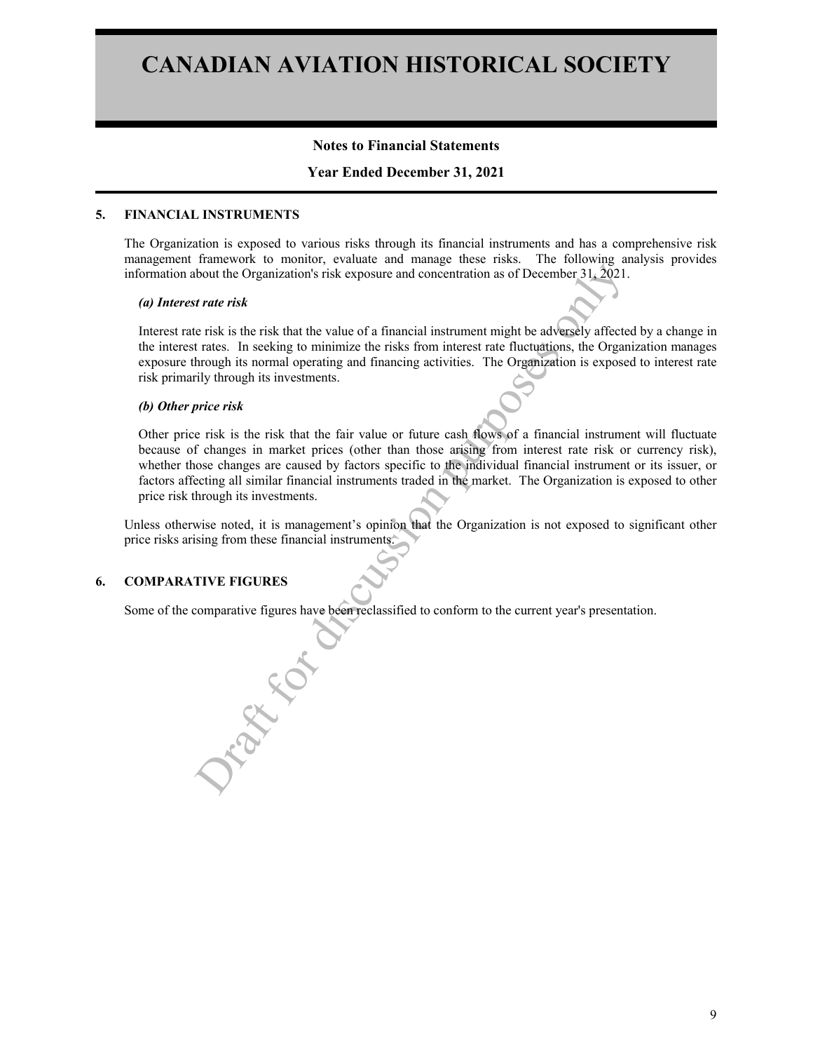# CANADIAN AVIATION HISTORICAL SOCIETY

**Notes to Financial Statements**

**Year Ended December 31, 2021**

## 5. FINANCIAL INSTRUMENTS

The Organization is exposed to various risks through its financial instruments and has a comprehensive risk management framework to monitor, evaluate and manage these risks. The following analysis provides information about the Organization's risk exposure and concentration as of December 31, 2021.

***(a) Interest rate risk***

Interest rate risk is the risk that the value of a financial instrument might be adversely affected by a change in the interest rates. In seeking to minimize the risks from interest rate fluctuations, the Organization manages exposure through its normal operating and financing activities. The Organization is exposed to interest rate risk primarily through its investments.

***(b) Other price risk***

Other price risk is the risk that the fair value or future cash flows of a financial instrument will fluctuate because of changes in market prices (other than those arising from interest rate risk or currency risk), whether those changes are caused by factors specific to the individual financial instrument or its issuer, or factors affecting all similar financial instruments traded in the market. The Organization is exposed to other price risk through its investments.

Unless otherwise noted, it is management's opinion that the Organization is not exposed to significant other price risks arising from these financial instruments.

## 6. COMPARATIVE FIGURES

Some of the comparative figures have been reclassified to conform to the current year's presentation.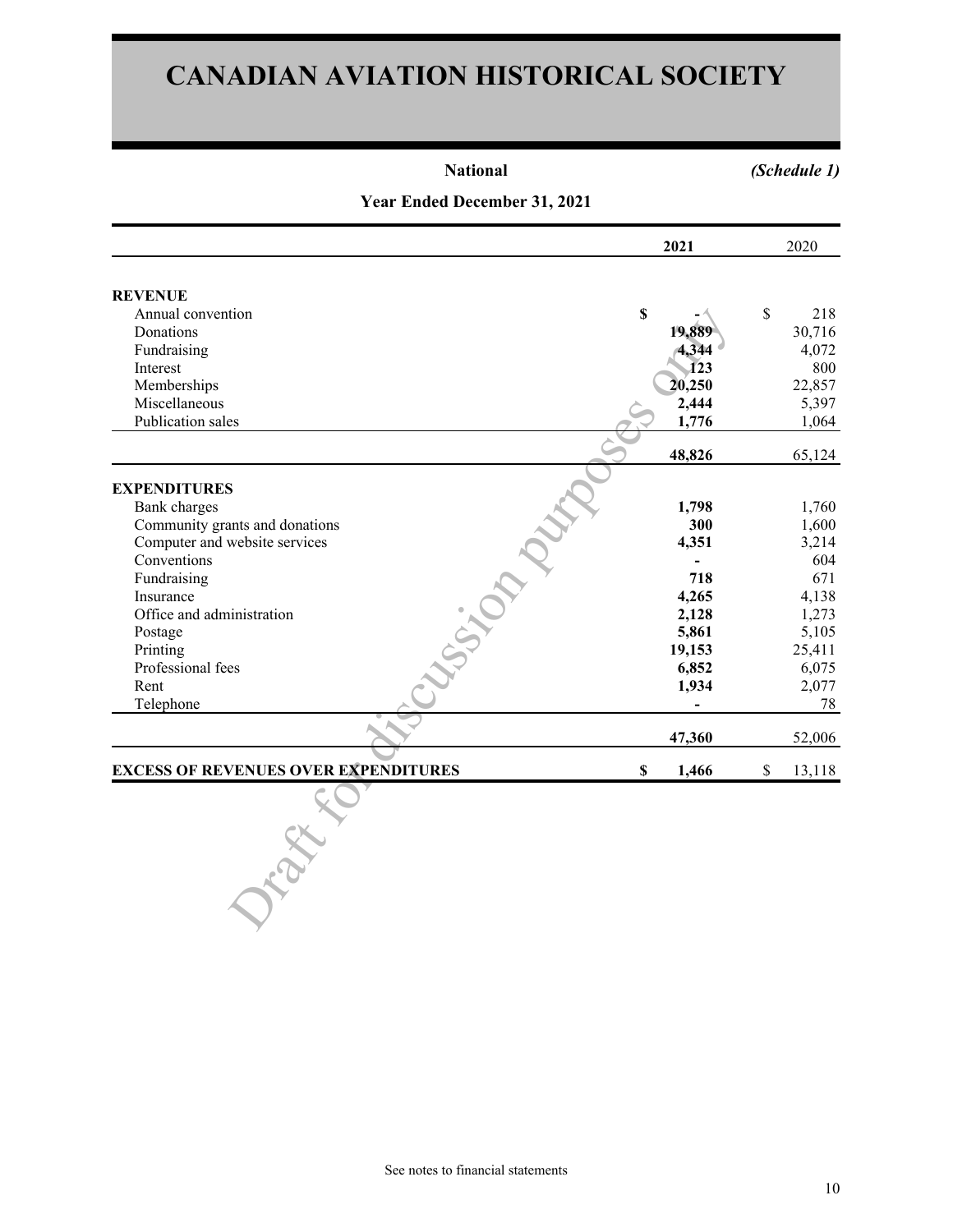# CANADIAN AVIATION HISTORICAL SOCIETY

**National** *(Schedule 1)*

**Year Ended December 31, 2021**

| | 2021 | 2020 |
|---|---|---|
| **REVENUE** | | |
| Annual convention | $ - | $ 218 |
| Donations | 19,889 | 30,716 |
| Fundraising | 4,344 | 4,072 |
| Interest | 123 | 800 |
| Memberships | 20,250 | 22,857 |
| Miscellaneous | 2,444 | 5,397 |
| Publication sales | 1,776 | 1,064 |
| | 48,826 | 65,124 |
| **EXPENDITURES** | | |
| Bank charges | 1,798 | 1,760 |
| Community grants and donations | 300 | 1,600 |
| Computer and website services | 4,351 | 3,214 |
| Conventions | - | 604 |
| Fundraising | 718 | 671 |
| Insurance | 4,265 | 4,138 |
| Office and administration | 2,128 | 1,273 |
| Postage | 5,861 | 5,105 |
| Printing | 19,153 | 25,411 |
| Professional fees | 6,852 | 6,075 |
| Rent | 1,934 | 2,077 |
| Telephone | - | 78 |
| | 47,360 | 52,006 |
| **EXCESS OF REVENUES OVER EXPENDITURES** | $ 1,466 | $ 13,118 |

Draft for discussion purposes only

See notes to financial statements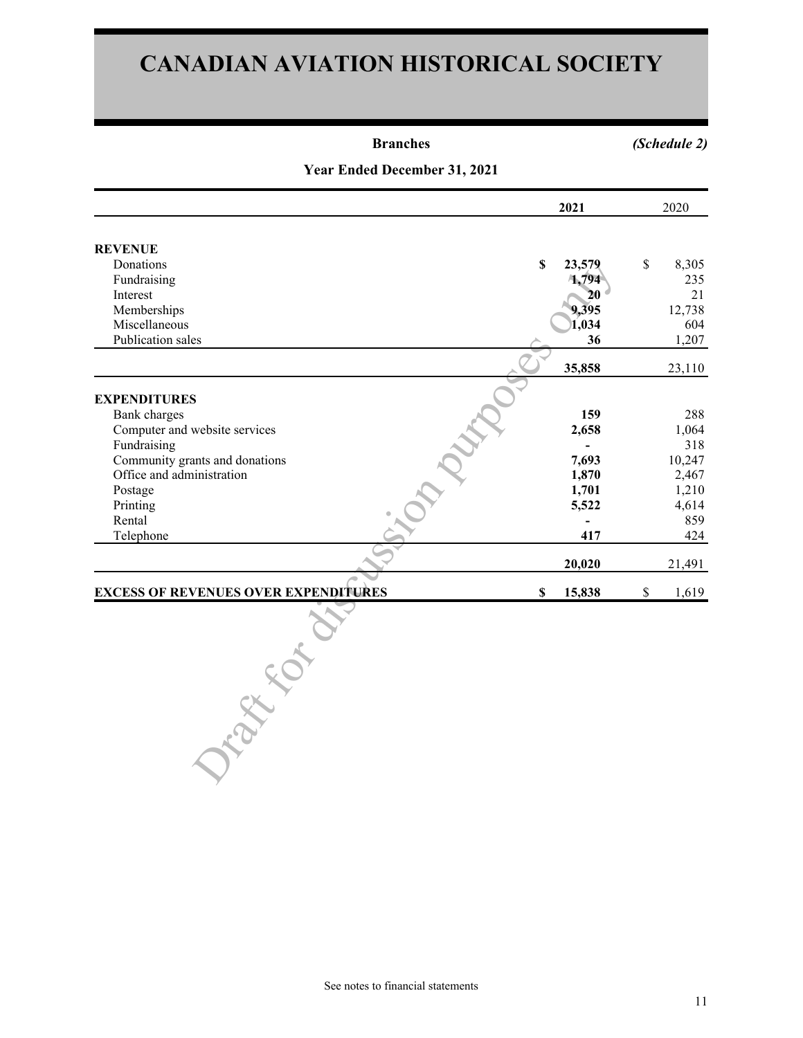# CANADIAN AVIATION HISTORICAL SOCIETY

**Branches** *(Schedule 2)*

**Year Ended December 31, 2021**

| | 2021 | 2020 |
|---|---|---|
| **REVENUE** | | |
| Donations | **$ 23,579** | $ 8,305 |
| Fundraising | **1,794** | 235 |
| Interest | **20** | 21 |
| Memberships | **9,395** | 12,738 |
| Miscellaneous | **1,034** | 604 |
| Publication sales | **36** | 1,207 |
| | **35,858** | 23,110 |
| **EXPENDITURES** | | |
| Bank charges | **159** | 288 |
| Computer and website services | **2,658** | 1,064 |
| Fundraising | **-** | 318 |
| Community grants and donations | **7,693** | 10,247 |
| Office and administration | **1,870** | 2,467 |
| Postage | **1,701** | 1,210 |
| Printing | **5,522** | 4,614 |
| Rental | **-** | 859 |
| Telephone | **417** | 424 |
| | **20,020** | 21,491 |
| **EXCESS OF REVENUES OVER EXPENDITURES** | **$ 15,838** | $ 1,619 |

Draft for discussion purposes only

See notes to financial statements